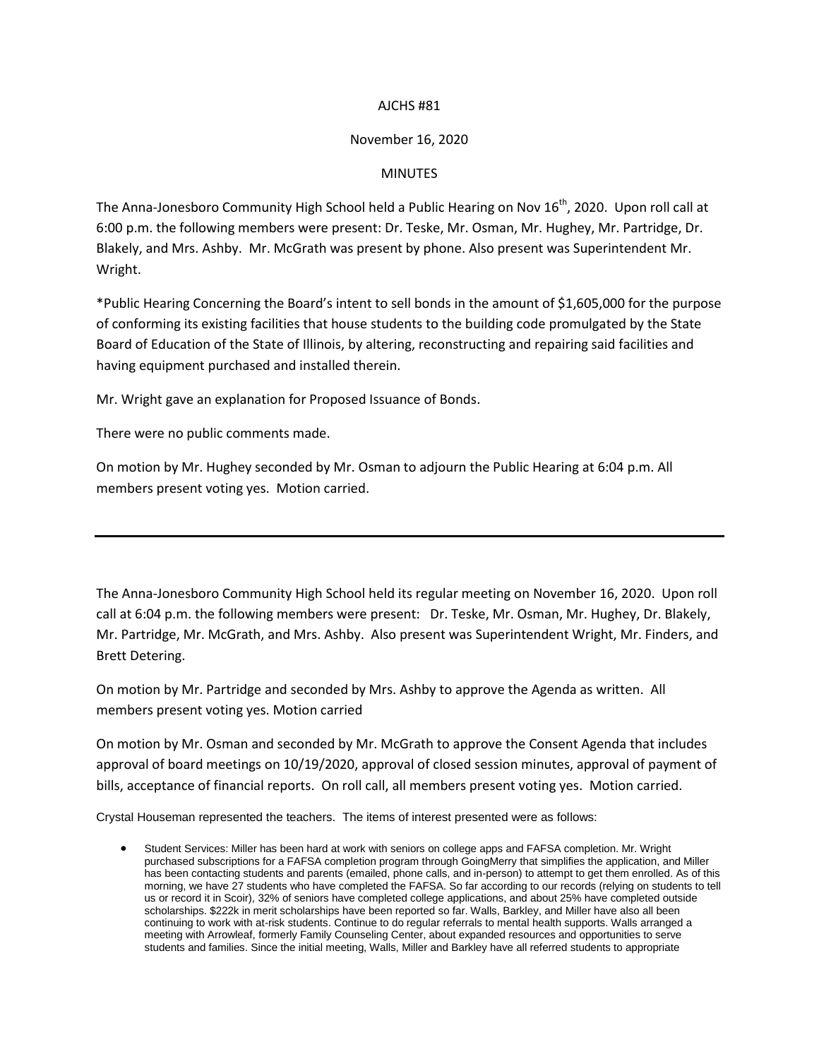AJCHS #81

November 16, 2020

MINUTES

The Anna-Jonesboro Community High School held a Public Hearing on Nov 16th, 2020. Upon roll call at 6:00 p.m. the following members were present: Dr. Teske, Mr. Osman, Mr. Hughey, Mr. Partridge, Dr. Blakely, and Mrs. Ashby. Mr. McGrath was present by phone. Also present was Superintendent Mr. Wright.

*Public Hearing Concerning the Board's intent to sell bonds in the amount of $1,605,000 for the purpose of conforming its existing facilities that house students to the building code promulgated by the State Board of Education of the State of Illinois, by altering, reconstructing and repairing said facilities and having equipment purchased and installed therein.

Mr. Wright gave an explanation for Proposed Issuance of Bonds.

There were no public comments made.

On motion by Mr. Hughey seconded by Mr. Osman to adjourn the Public Hearing at 6:04 p.m. All members present voting yes. Motion carried.

---

The Anna-Jonesboro Community High School held its regular meeting on November 16, 2020. Upon roll call at 6:04 p.m. the following members were present: Dr. Teske, Mr. Osman, Mr. Hughey, Dr. Blakely, Mr. Partridge, Mr. McGrath, and Mrs. Ashby. Also present was Superintendent Wright, Mr. Finders, and Brett Detering.

On motion by Mr. Partridge and seconded by Mrs. Ashby to approve the Agenda as written. All members present voting yes. Motion carried

On motion by Mr. Osman and seconded by Mr. McGrath to approve the Consent Agenda that includes approval of board meetings on 10/19/2020, approval of closed session minutes, approval of payment of bills, acceptance of financial reports. On roll call, all members present voting yes. Motion carried.

Crystal Houseman represented the teachers. The items of interest presented were as follows:

- Student Services: Miller has been hard at work with seniors on college apps and FAFSA completion. Mr. Wright purchased subscriptions for a FAFSA completion program through GoingMerry that simplifies the application, and Miller has been contacting students and parents (emailed, phone calls, and in-person) to attempt to get them enrolled. As of this morning, we have 27 students who have completed the FAFSA. So far according to our records (relying on students to tell us or record it in Scoir), 32% of seniors have completed college applications, and about 25% have completed outside scholarships. $222k in merit scholarships have been reported so far. Walls, Barkley, and Miller have also all been continuing to work with at-risk students. Continue to do regular referrals to mental health supports. Walls arranged a meeting with Arrowleaf, formerly Family Counseling Center, about expanded resources and opportunities to serve students and families. Since the initial meeting, Walls, Miller and Barkley have all referred students to appropriate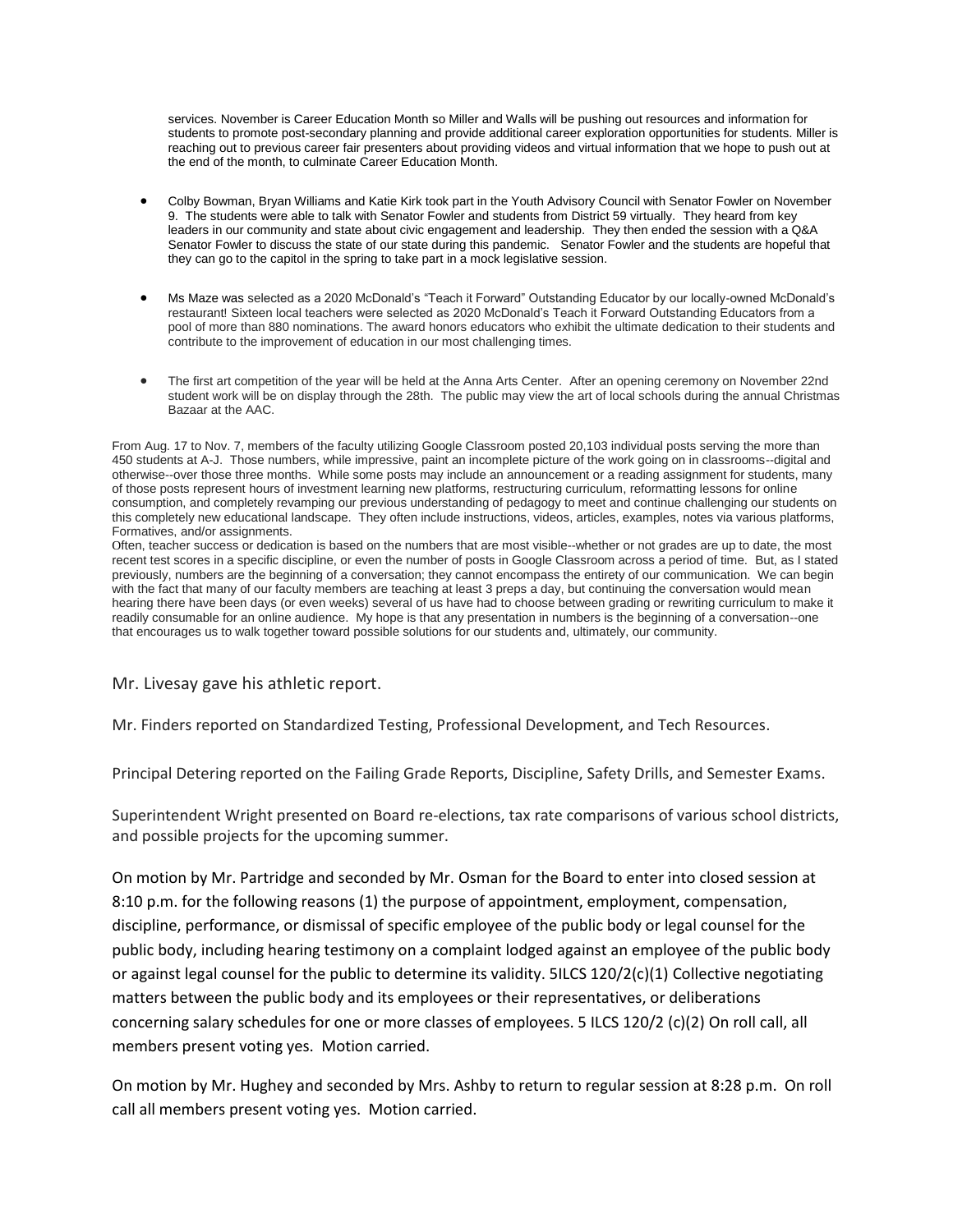services. November is Career Education Month so Miller and Walls will be pushing out resources and information for students to promote post-secondary planning and provide additional career exploration opportunities for students. Miller is reaching out to previous career fair presenters about providing videos and virtual information that we hope to push out at the end of the month, to culminate Career Education Month.

- Colby Bowman, Bryan Williams and Katie Kirk took part in the Youth Advisory Council with Senator Fowler on November 9. The students were able to talk with Senator Fowler and students from District 59 virtually. They heard from key leaders in our community and state about civic engagement and leadership. They then ended the session with a Q&A Senator Fowler to discuss the state of our state during this pandemic. Senator Fowler and the students are hopeful that they can go to the capitol in the spring to take part in a mock legislative session.

- Ms Maze was selected as a 2020 McDonald's "Teach it Forward" Outstanding Educator by our locally-owned McDonald's restaurant! Sixteen local teachers were selected as 2020 McDonald's Teach it Forward Outstanding Educators from a pool of more than 880 nominations. The award honors educators who exhibit the ultimate dedication to their students and contribute to the improvement of education in our most challenging times.

- The first art competition of the year will be held at the Anna Arts Center. After an opening ceremony on November 22nd student work will be on display through the 28th. The public may view the art of local schools during the annual Christmas Bazaar at the AAC.

From Aug. 17 to Nov. 7, members of the faculty utilizing Google Classroom posted 20,103 individual posts serving the more than 450 students at A-J. Those numbers, while impressive, paint an incomplete picture of the work going on in classrooms--digital and otherwise--over those three months. While some posts may include an announcement or a reading assignment for students, many of those posts represent hours of investment learning new platforms, restructuring curriculum, reformatting lessons for online consumption, and completely revamping our previous understanding of pedagogy to meet and continue challenging our students on this completely new educational landscape. They often include instructions, videos, articles, examples, notes via various platforms, Formatives, and/or assignments.

Often, teacher success or dedication is based on the numbers that are most visible--whether or not grades are up to date, the most recent test scores in a specific discipline, or even the number of posts in Google Classroom across a period of time. But, as I stated previously, numbers are the beginning of a conversation; they cannot encompass the entirety of our communication. We can begin with the fact that many of our faculty members are teaching at least 3 preps a day, but continuing the conversation would mean hearing there have been days (or even weeks) several of us have had to choose between grading or rewriting curriculum to make it readily consumable for an online audience. My hope is that any presentation in numbers is the beginning of a conversation--one that encourages us to walk together toward possible solutions for our students and, ultimately, our community.

Mr. Livesay gave his athletic report.

Mr. Finders reported on Standardized Testing, Professional Development, and Tech Resources.

Principal Detering reported on the Failing Grade Reports, Discipline, Safety Drills, and Semester Exams.

Superintendent Wright presented on Board re-elections, tax rate comparisons of various school districts, and possible projects for the upcoming summer.

On motion by Mr. Partridge and seconded by Mr. Osman for the Board to enter into closed session at 8:10 p.m. for the following reasons (1) the purpose of appointment, employment, compensation, discipline, performance, or dismissal of specific employee of the public body or legal counsel for the public body, including hearing testimony on a complaint lodged against an employee of the public body or against legal counsel for the public to determine its validity. 5ILCS 120/2(c)(1) Collective negotiating matters between the public body and its employees or their representatives, or deliberations concerning salary schedules for one or more classes of employees. 5 ILCS 120/2 (c)(2) On roll call, all members present voting yes. Motion carried.

On motion by Mr. Hughey and seconded by Mrs. Ashby to return to regular session at 8:28 p.m. On roll call all members present voting yes. Motion carried.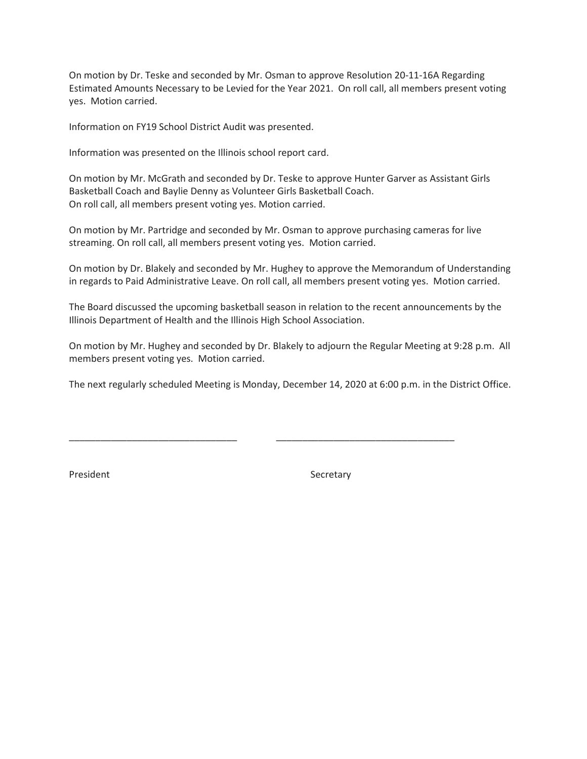On motion by Dr. Teske and seconded by Mr. Osman to approve Resolution 20-11-16A Regarding Estimated Amounts Necessary to be Levied for the Year 2021. On roll call, all members present voting yes. Motion carried.

Information on FY19 School District Audit was presented.

Information was presented on the Illinois school report card.

On motion by Mr. McGrath and seconded by Dr. Teske to approve Hunter Garver as Assistant Girls Basketball Coach and Baylie Denny as Volunteer Girls Basketball Coach.
On roll call, all members present voting yes. Motion carried.

On motion by Mr. Partridge and seconded by Mr. Osman to approve purchasing cameras for live streaming. On roll call, all members present voting yes. Motion carried.

On motion by Dr. Blakely and seconded by Mr. Hughey to approve the Memorandum of Understanding in regards to Paid Administrative Leave. On roll call, all members present voting yes. Motion carried.

The Board discussed the upcoming basketball season in relation to the recent announcements by the Illinois Department of Health and the Illinois High School Association.

On motion by Mr. Hughey and seconded by Dr. Blakely to adjourn the Regular Meeting at 9:28 p.m. All members present voting yes. Motion carried.

The next regularly scheduled Meeting is Monday, December 14, 2020 at 6:00 p.m. in the District Office.

\_\_\_\_\_\_\_\_\_\_\_\_\_\_\_\_\_\_\_\_\_\_\_\_\_\_\_\_\_\_\_\_ \_\_\_\_\_\_\_\_\_\_\_\_\_\_\_\_\_\_\_\_\_\_\_\_\_\_\_\_\_\_\_\_\_\_

President Secretary